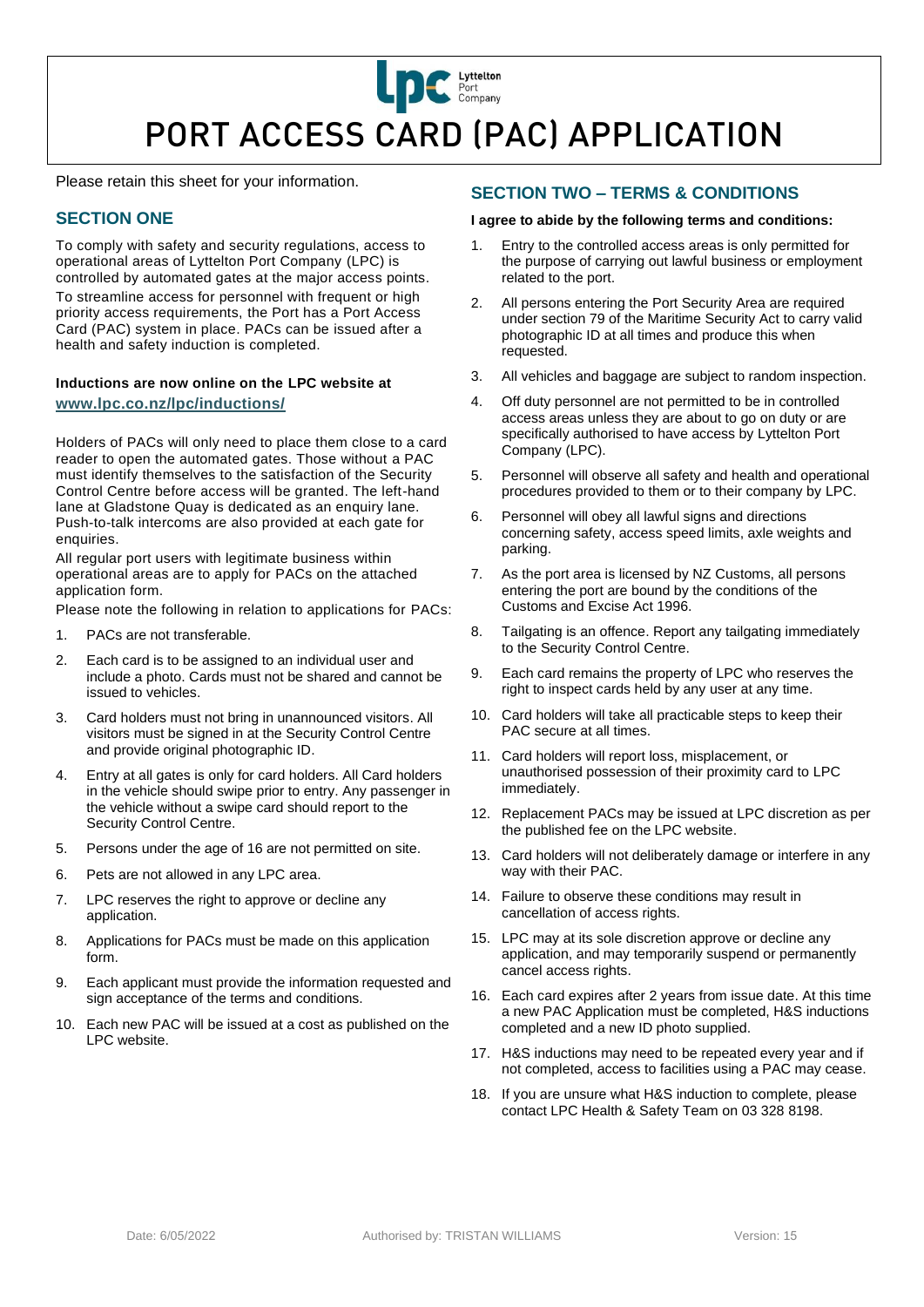# PORT ACCESS CARD (PAC) APPLICATION

Please retain this sheet for your information.

## SECTION ONE

To comply with safety and security regulations, access to operational areas of Lyttelton Port Company (LPC) is controlled by automated gates at the major access points.

To streamline access for personnel with frequent or high priority access requirements, the Port has a Port Access Card (PAC) system in place. PACs can be issued after a health and safety induction is completed.

**Inductions are now online on the LPC website at www.lpc.co.nz/lpc/inductions/**

Holders of PACs will only need to place them close to a card reader to open the automated gates. Those without a PAC must identify themselves to the satisfaction of the Security Control Centre before access will be granted. The left-hand lane at Gladstone Quay is dedicated as an enquiry lane. Push-to-talk intercoms are also provided at each gate for enquiries.

All regular port users with legitimate business within operational areas are to apply for PACs on the attached application form.

Please note the following in relation to applications for PACs:

1. PACs are not transferable.
2. Each card is to be assigned to an individual user and include a photo. Cards must not be shared and cannot be issued to vehicles.
3. Card holders must not bring in unannounced visitors. All visitors must be signed in at the Security Control Centre and provide original photographic ID.
4. Entry at all gates is only for card holders. All Card holders in the vehicle should swipe prior to entry. Any passenger in the vehicle without a swipe card should report to the Security Control Centre.
5. Persons under the age of 16 are not permitted on site.
6. Pets are not allowed in any LPC area.
7. LPC reserves the right to approve or decline any application.
8. Applications for PACs must be made on this application form.
9. Each applicant must provide the information requested and sign acceptance of the terms and conditions.
10. Each new PAC will be issued at a cost as published on the LPC website.

## SECTION TWO – TERMS & CONDITIONS

**I agree to abide by the following terms and conditions:**

1. Entry to the controlled access areas is only permitted for the purpose of carrying out lawful business or employment related to the port.
2. All persons entering the Port Security Area are required under section 79 of the Maritime Security Act to carry valid photographic ID at all times and produce this when requested.
3. All vehicles and baggage are subject to random inspection.
4. Off duty personnel are not permitted to be in controlled access areas unless they are about to go on duty or are specifically authorised to have access by Lyttelton Port Company (LPC).
5. Personnel will observe all safety and health and operational procedures provided to them or to their company by LPC.
6. Personnel will obey all lawful signs and directions concerning safety, access speed limits, axle weights and parking.
7. As the port area is licensed by NZ Customs, all persons entering the port are bound by the conditions of the Customs and Excise Act 1996.
8. Tailgating is an offence. Report any tailgating immediately to the Security Control Centre.
9. Each card remains the property of LPC who reserves the right to inspect cards held by any user at any time.
10. Card holders will take all practicable steps to keep their PAC secure at all times.
11. Card holders will report loss, misplacement, or unauthorised possession of their proximity card to LPC immediately.
12. Replacement PACs may be issued at LPC discretion as per the published fee on the LPC website.
13. Card holders will not deliberately damage or interfere in any way with their PAC.
14. Failure to observe these conditions may result in cancellation of access rights.
15. LPC may at its sole discretion approve or decline any application, and may temporarily suspend or permanently cancel access rights.
16. Each card expires after 2 years from issue date. At this time a new PAC Application must be completed, H&S inductions completed and a new ID photo supplied.
17. H&S inductions may need to be repeated every year and if not completed, access to facilities using a PAC may cease.
18. If you are unsure what H&S induction to complete, please contact LPC Health & Safety Team on 03 328 8198.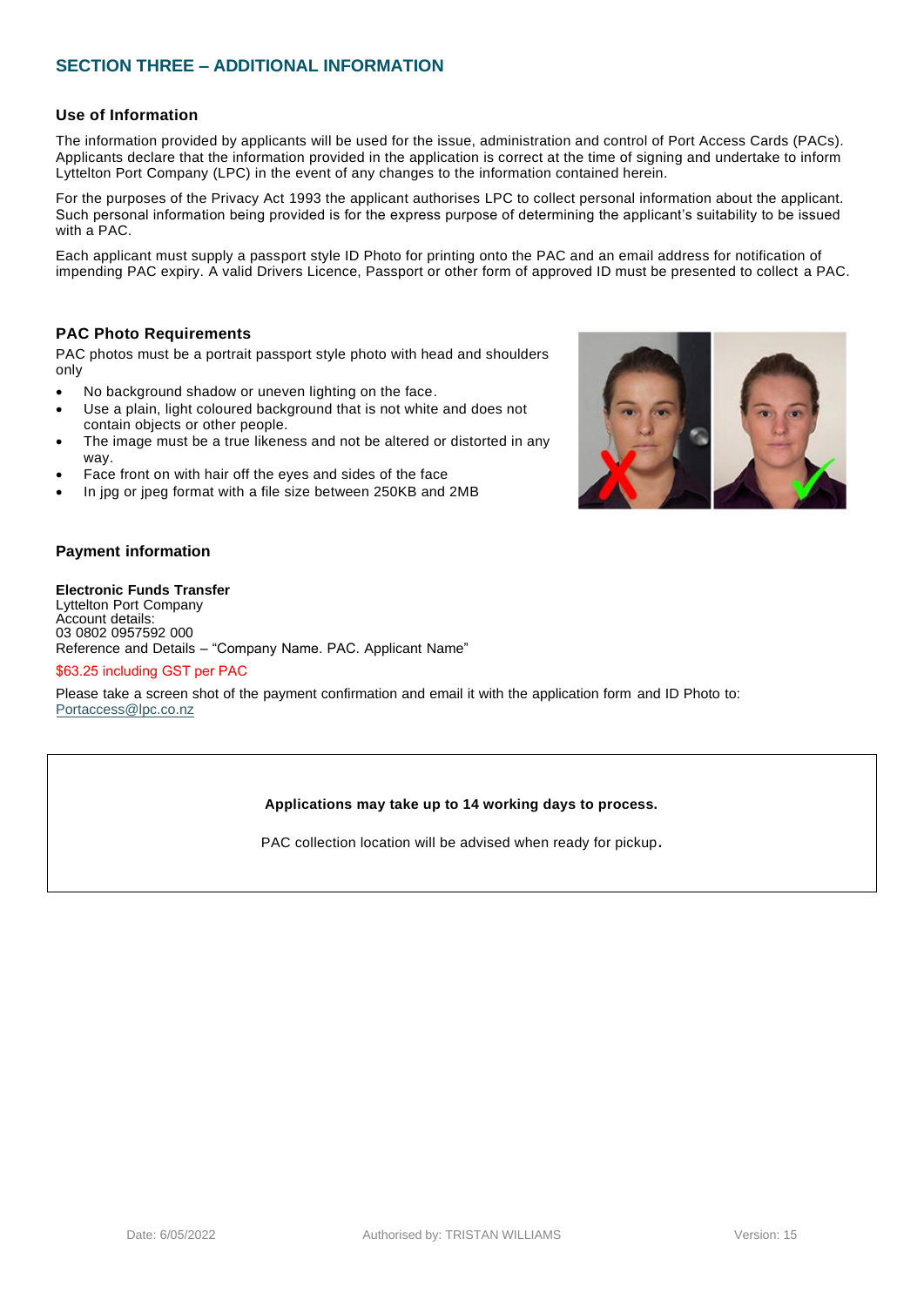## SECTION THREE – ADDITIONAL INFORMATION

### Use of Information

The information provided by applicants will be used for the issue, administration and control of Port Access Cards (PACs). Applicants declare that the information provided in the application is correct at the time of signing and undertake to inform Lyttelton Port Company (LPC) in the event of any changes to the information contained herein.

For the purposes of the Privacy Act 1993 the applicant authorises LPC to collect personal information about the applicant. Such personal information being provided is for the express purpose of determining the applicant's suitability to be issued with a PAC.

Each applicant must supply a passport style ID Photo for printing onto the PAC and an email address for notification of impending PAC expiry. A valid Drivers Licence, Passport or other form of approved ID must be presented to collect a PAC.

### PAC Photo Requirements

PAC photos must be a portrait passport style photo with head and shoulders only

- No background shadow or uneven lighting on the face.
- Use a plain, light coloured background that is not white and does not contain objects or other people.
- The image must be a true likeness and not be altered or distorted in any way.
- Face front on with hair off the eyes and sides of the face
- In jpg or jpeg format with a file size between 250KB and 2MB

### Payment information

**Electronic Funds Transfer**
Lyttelton Port Company
Account details:
03 0802 0957592 000
Reference and Details – "Company Name. PAC. Applicant Name"

$63.25 including GST per PAC

Please take a screen shot of the payment confirmation and email it with the application form and ID Photo to: Portaccess@lpc.co.nz

**Applications may take up to 14 working days to process.**

PAC collection location will be advised when ready for pickup.

Date: 6/05/2022 Authorised by: TRISTAN WILLIAMS Version: 15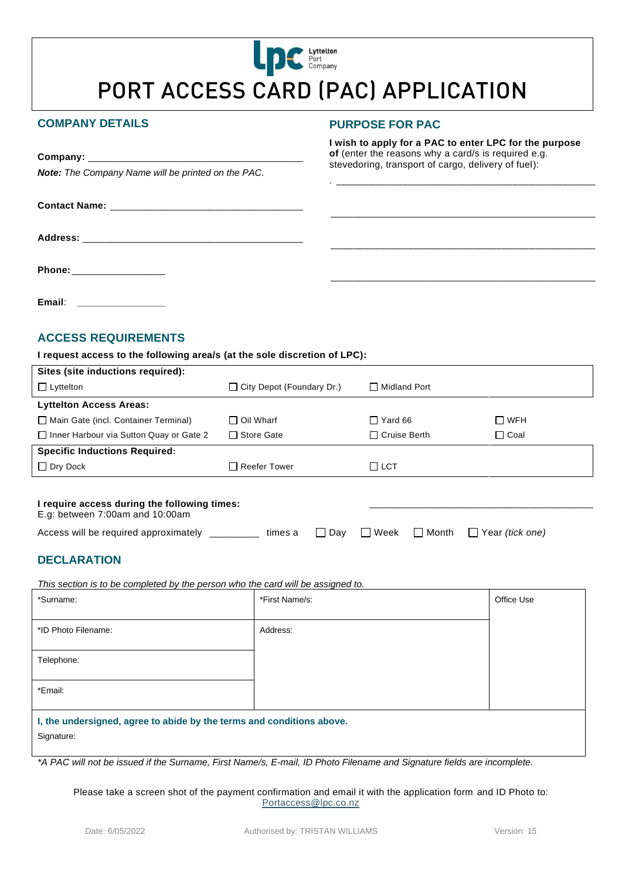# PORT ACCESS CARD (PAC) APPLICATION

## COMPANY DETAILS

**Company:** ________________________________________

***Note:*** *The Company Name will be printed on the PAC.*

**Contact Name:** ________________________________

**Address:** ________________________________________

**Phone:** _________________

**Email**: ________________

## PURPOSE FOR PAC

**I wish to apply for a PAC to enter LPC for the purpose of** (enter the reasons why a card/s is required e.g. stevedoring, transport of cargo, delivery of fuel):

. ________________________________________________

________________________________________________

________________________________________________

________________________________________________

## ACCESS REQUIREMENTS

**I request access to the following area/s (at the sole discretion of LPC):**

| | | | |
|---|---|---|---|
| **Sites (site inductions required):** | | | |
| ☐ Lyttelton | ☐ City Depot (Foundary Dr.) | ☐ Midland Port | |
| **Lyttelton Access Areas:** | | | |
| ☐ Main Gate (incl. Container Terminal) | ☐ Oil Wharf | ☐ Yard 66 | ☐ WFH |
| ☐ Inner Harbour via Sutton Quay or Gate 2 | ☐ Store Gate | ☐ Cruise Berth | ☐ Coal |
| **Specific Inductions Required:** | | | |
| ☐ Dry Dock | ☐ Reefer Tower | ☐ LCT | |

**I require access during the following times:** ________________________________________
E.g: between 7:00am and 10:00am

Access will be required approximately _________ times a ☐ Day ☐ Week ☐ Month ☐ Year *(tick one)*

## DECLARATION

*This section is to be completed by the person who the card will be assigned to.*

| | | |
|---|---|---|
| *Surname: | *First Name/s: | Office Use |
| *ID Photo Filename: | Address: | |
| Telephone: | | |
| *Email: | | |
| **I, the undersigned, agree to abide by the terms and conditions above.** Signature: | | |

*\*A PAC will not be issued if the Surname, First Name/s, E-mail, ID Photo Filename and Signature fields are incomplete.*

Please take a screen shot of the payment confirmation and email it with the application form and ID Photo to: Portaccess@lpc.co.nz

Date: 6/05/2022 Authorised by: TRISTAN WILLIAMS Version: 15